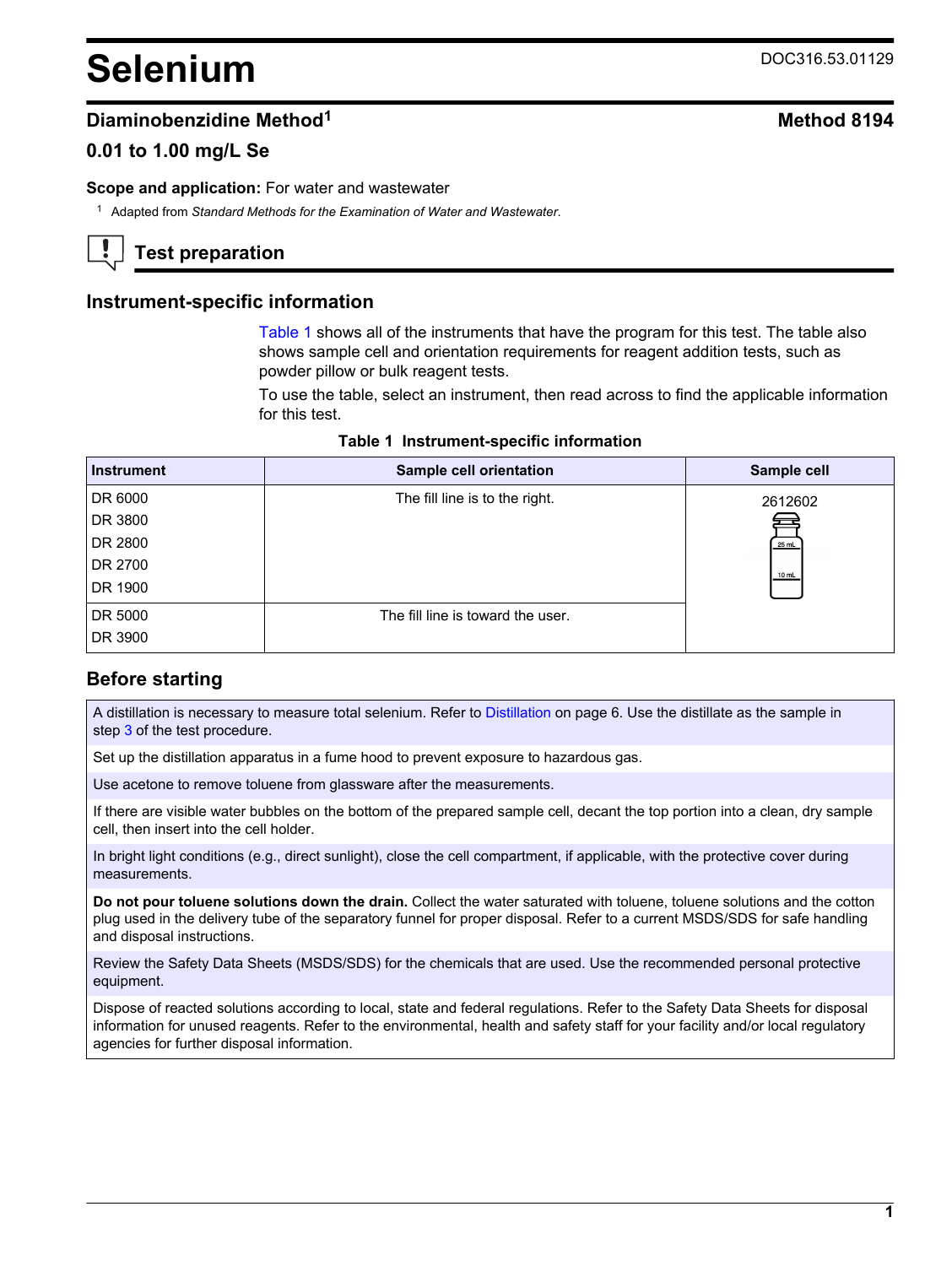# Selenium

DOC316.53.01129

## Diaminobenzidine Method[1]

**Method 8194**

### 0.01 to 1.00 mg/L Se

**Scope and application:** For water and wastewater

[1] Adapted from *Standard Methods for the Examination of Water and Wastewater.*

## Test preparation

### Instrument-specific information

Table 1 shows all of the instruments that have the program for this test. The table also shows sample cell and orientation requirements for reagent addition tests, such as powder pillow or bulk reagent tests.

To use the table, select an instrument, then read across to find the applicable information for this test.

**Table 1 Instrument-specific information**

| Instrument | Sample cell orientation | Sample cell |
| --- | --- | --- |
| DR 6000<br>DR 3800<br>DR 2800<br>DR 2700<br>DR 1900 | The fill line is to the right. | 2612602 |
| DR 5000<br>DR 3900 | The fill line is toward the user. | |

### Before starting

A distillation is necessary to measure total selenium. Refer to Distillation on page 6. Use the distillate as the sample in step 3 of the test procedure.

Set up the distillation apparatus in a fume hood to prevent exposure to hazardous gas.

Use acetone to remove toluene from glassware after the measurements.

If there are visible water bubbles on the bottom of the prepared sample cell, decant the top portion into a clean, dry sample cell, then insert into the cell holder.

In bright light conditions (e.g., direct sunlight), close the cell compartment, if applicable, with the protective cover during measurements.

**Do not pour toluene solutions down the drain.** Collect the water saturated with toluene, toluene solutions and the cotton plug used in the delivery tube of the separatory funnel for proper disposal. Refer to a current MSDS/SDS for safe handling and disposal instructions.

Review the Safety Data Sheets (MSDS/SDS) for the chemicals that are used. Use the recommended personal protective equipment.

Dispose of reacted solutions according to local, state and federal regulations. Refer to the Safety Data Sheets for disposal information for unused reagents. Refer to the environmental, health and safety staff for your facility and/or local regulatory agencies for further disposal information.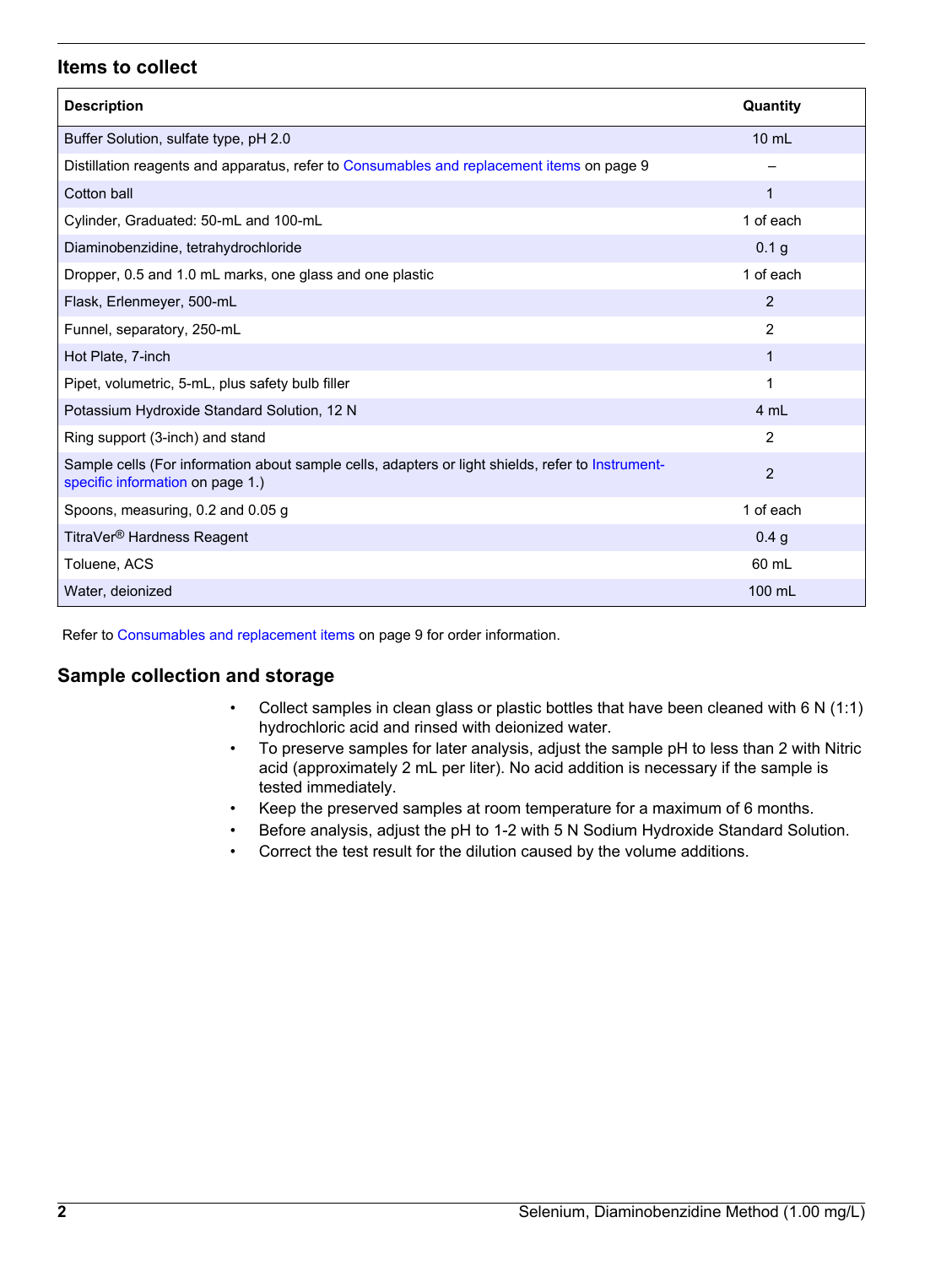## Items to collect

| Description | Quantity |
|---|---|
| Buffer Solution, sulfate type, pH 2.0 | 10 mL |
| Distillation reagents and apparatus, refer to Consumables and replacement items on page 9 | – |
| Cotton ball | 1 |
| Cylinder, Graduated: 50-mL and 100-mL | 1 of each |
| Diaminobenzidine, tetrahydrochloride | 0.1 g |
| Dropper, 0.5 and 1.0 mL marks, one glass and one plastic | 1 of each |
| Flask, Erlenmeyer, 500-mL | 2 |
| Funnel, separatory, 250-mL | 2 |
| Hot Plate, 7-inch | 1 |
| Pipet, volumetric, 5-mL, plus safety bulb filler | 1 |
| Potassium Hydroxide Standard Solution, 12 N | 4 mL |
| Ring support (3-inch) and stand | 2 |
| Sample cells (For information about sample cells, adapters or light shields, refer to Instrument-specific information on page 1.) | 2 |
| Spoons, measuring, 0.2 and 0.05 g | 1 of each |
| TitraVer® Hardness Reagent | 0.4 g |
| Toluene, ACS | 60 mL |
| Water, deionized | 100 mL |

Refer to Consumables and replacement items on page 9 for order information.

## Sample collection and storage

- Collect samples in clean glass or plastic bottles that have been cleaned with 6 N (1:1) hydrochloric acid and rinsed with deionized water.
- To preserve samples for later analysis, adjust the sample pH to less than 2 with Nitric acid (approximately 2 mL per liter). No acid addition is necessary if the sample is tested immediately.
- Keep the preserved samples at room temperature for a maximum of 6 months.
- Before analysis, adjust the pH to 1-2 with 5 N Sodium Hydroxide Standard Solution.
- Correct the test result for the dilution caused by the volume additions.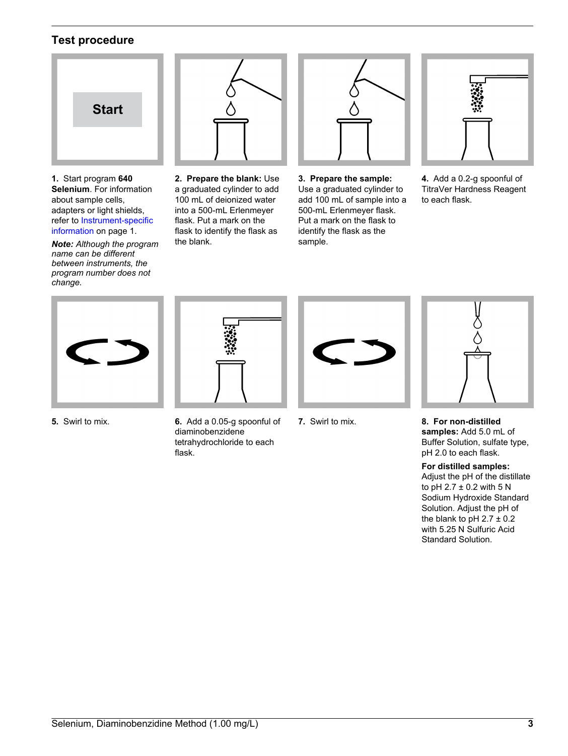## Test procedure

1. Start program **640 Selenium**. For information about sample cells, adapters or light shields, refer to Instrument-specific information on page 1.

   ***Note:** Although the program name can be different between instruments, the program number does not change.*

2. **Prepare the blank:** Use a graduated cylinder to add 100 mL of deionized water into a 500-mL Erlenmeyer flask. Put a mark on the flask to identify the flask as the blank.

3. **Prepare the sample:** Use a graduated cylinder to add 100 mL of sample into a 500-mL Erlenmeyer flask. Put a mark on the flask to identify the flask as the sample.

4. Add a 0.2-g spoonful of TitraVer Hardness Reagent to each flask.

5. Swirl to mix.

6. Add a 0.05-g spoonful of diaminobenzidene tetrahydrochloride to each flask.

7. Swirl to mix.

8. **For non-distilled samples:** Add 5.0 mL of Buffer Solution, sulfate type, pH 2.0 to each flask.

   **For distilled samples:** Adjust the pH of the distillate to pH 2.7 ± 0.2 with 5 N Sodium Hydroxide Standard Solution. Adjust the pH of the blank to pH 2.7 ± 0.2 with 5.25 N Sulfuric Acid Standard Solution.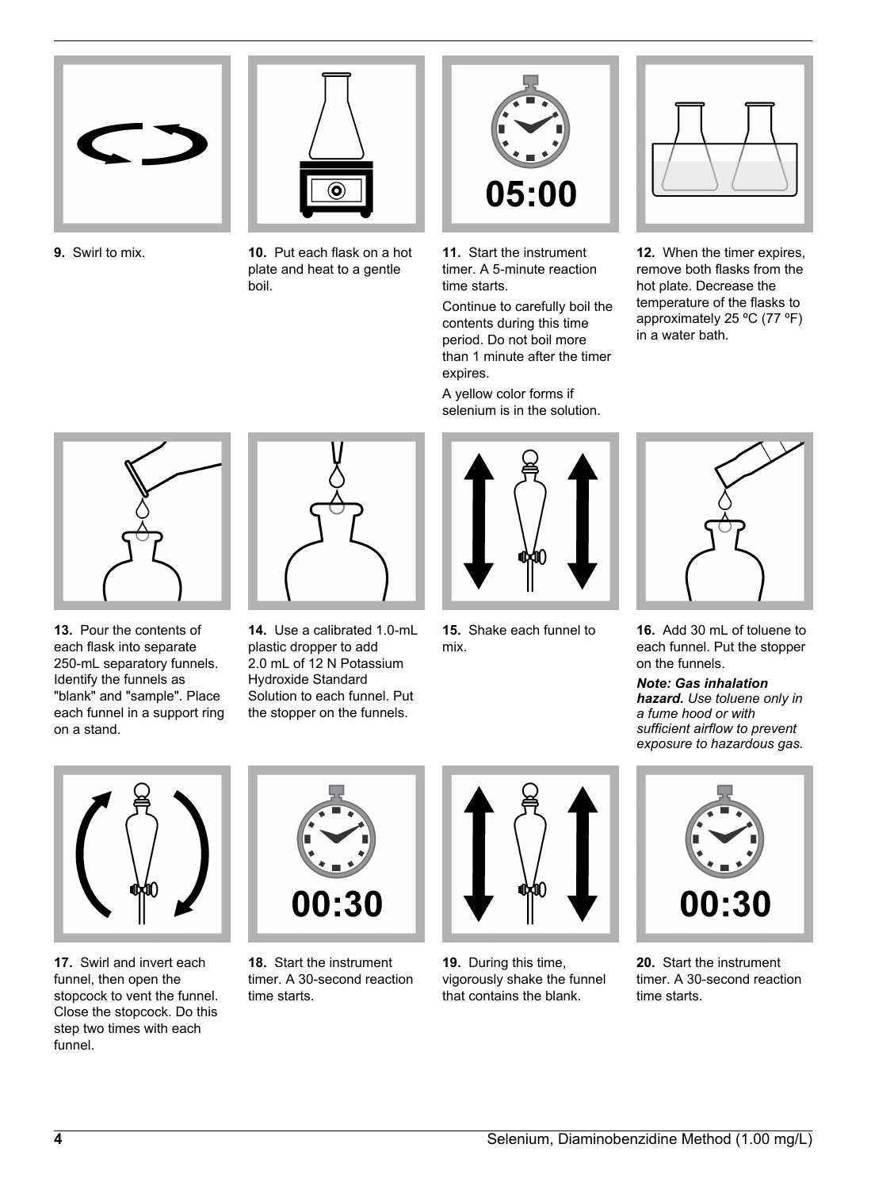**9.** Swirl to mix.

**10.** Put each flask on a hot plate and heat to a gentle boil.

**11.** Start the instrument timer. A 5-minute reaction time starts.

Continue to carefully boil the contents during this time period. Do not boil more than 1 minute after the timer expires.

A yellow color forms if selenium is in the solution.

**12.** When the timer expires, remove both flasks from the hot plate. Decrease the temperature of the flasks to approximately 25 ºC (77 ºF) in a water bath.

**13.** Pour the contents of each flask into separate 250-mL separatory funnels. Identify the funnels as "blank" and "sample". Place each funnel in a support ring on a stand.

**14.** Use a calibrated 1.0-mL plastic dropper to add 2.0 mL of 12 N Potassium Hydroxide Standard Solution to each funnel. Put the stopper on the funnels.

**15.** Shake each funnel to mix.

**16.** Add 30 mL of toluene to each funnel. Put the stopper on the funnels.

***Note: Gas inhalation hazard.*** *Use toluene only in a fume hood or with sufficient airflow to prevent exposure to hazardous gas.*

**17.** Swirl and invert each funnel, then open the stopcock to vent the funnel. Close the stopcock. Do this step two times with each funnel.

**18.** Start the instrument timer. A 30-second reaction time starts.

**19.** During this time, vigorously shake the funnel that contains the blank.

**20.** Start the instrument timer. A 30-second reaction time starts.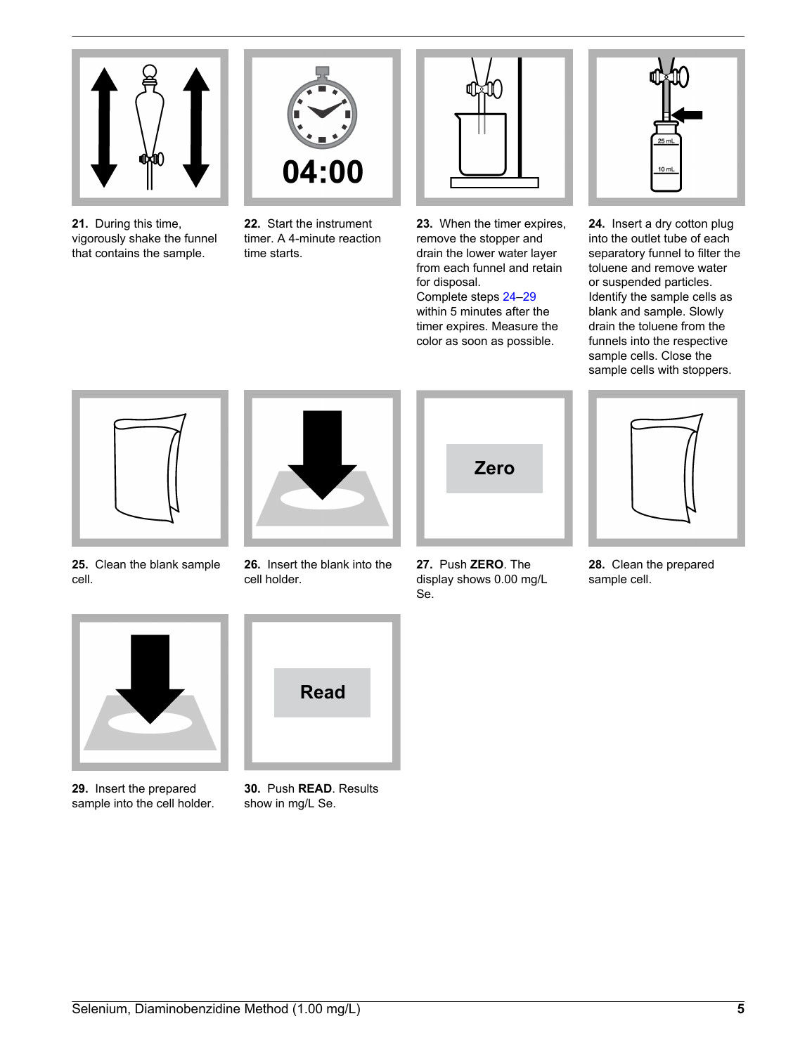21. During this time, vigorously shake the funnel that contains the sample.

22. Start the instrument timer. A 4-minute reaction time starts.

23. When the timer expires, remove the stopper and drain the lower water layer from each funnel and retain for disposal.
Complete steps 24–29 within 5 minutes after the timer expires. Measure the color as soon as possible.

24. Insert a dry cotton plug into the outlet tube of each separatory funnel to filter the toluene and remove water or suspended particles. Identify the sample cells as blank and sample. Slowly drain the toluene from the funnels into the respective sample cells. Close the sample cells with stoppers.

25. Clean the blank sample cell.

26. Insert the blank into the cell holder.

27. Push **ZERO**. The display shows 0.00 mg/L Se.

28. Clean the prepared sample cell.

29. Insert the prepared sample into the cell holder.

30. Push **READ**. Results show in mg/L Se.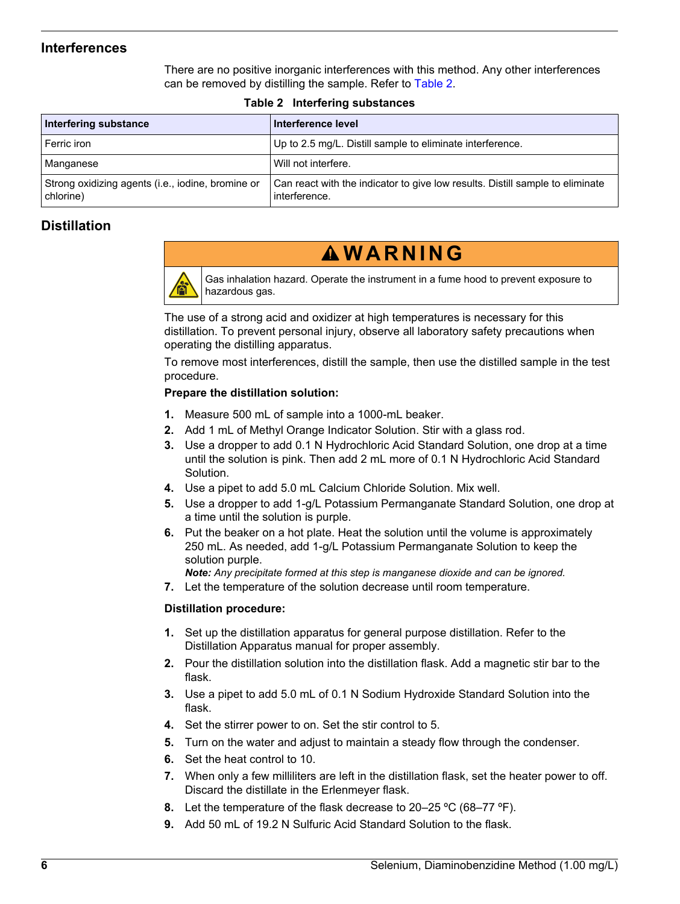## Interferences

There are no positive inorganic interferences with this method. Any other interferences can be removed by distilling the sample. Refer to Table 2.

**Table 2 Interfering substances**

| Interfering substance | Interference level |
| --- | --- |
| Ferric iron | Up to 2.5 mg/L. Distill sample to eliminate interference. |
| Manganese | Will not interfere. |
| Strong oxidizing agents (i.e., iodine, bromine or chlorine) | Can react with the indicator to give low results. Distill sample to eliminate interference. |

## Distillation

**⚠ WARNING**

Gas inhalation hazard. Operate the instrument in a fume hood to prevent exposure to hazardous gas.

The use of a strong acid and oxidizer at high temperatures is necessary for this distillation. To prevent personal injury, observe all laboratory safety precautions when operating the distilling apparatus.

To remove most interferences, distill the sample, then use the distilled sample in the test procedure.

**Prepare the distillation solution:**

1. Measure 500 mL of sample into a 1000-mL beaker.
2. Add 1 mL of Methyl Orange Indicator Solution. Stir with a glass rod.
3. Use a dropper to add 0.1 N Hydrochloric Acid Standard Solution, one drop at a time until the solution is pink. Then add 2 mL more of 0.1 N Hydrochloric Acid Standard Solution.
4. Use a pipet to add 5.0 mL Calcium Chloride Solution. Mix well.
5. Use a dropper to add 1-g/L Potassium Permanganate Standard Solution, one drop at a time until the solution is purple.
6. Put the beaker on a hot plate. Heat the solution until the volume is approximately 250 mL. As needed, add 1-g/L Potassium Permanganate Solution to keep the solution purple.
   ***Note:*** *Any precipitate formed at this step is manganese dioxide and can be ignored.*
7. Let the temperature of the solution decrease until room temperature.

**Distillation procedure:**

1. Set up the distillation apparatus for general purpose distillation. Refer to the Distillation Apparatus manual for proper assembly.
2. Pour the distillation solution into the distillation flask. Add a magnetic stir bar to the flask.
3. Use a pipet to add 5.0 mL of 0.1 N Sodium Hydroxide Standard Solution into the flask.
4. Set the stirrer power to on. Set the stir control to 5.
5. Turn on the water and adjust to maintain a steady flow through the condenser.
6. Set the heat control to 10.
7. When only a few milliliters are left in the distillation flask, set the heater power to off. Discard the distillate in the Erlenmeyer flask.
8. Let the temperature of the flask decrease to 20–25 ºC (68–77 ºF).
9. Add 50 mL of 19.2 N Sulfuric Acid Standard Solution to the flask.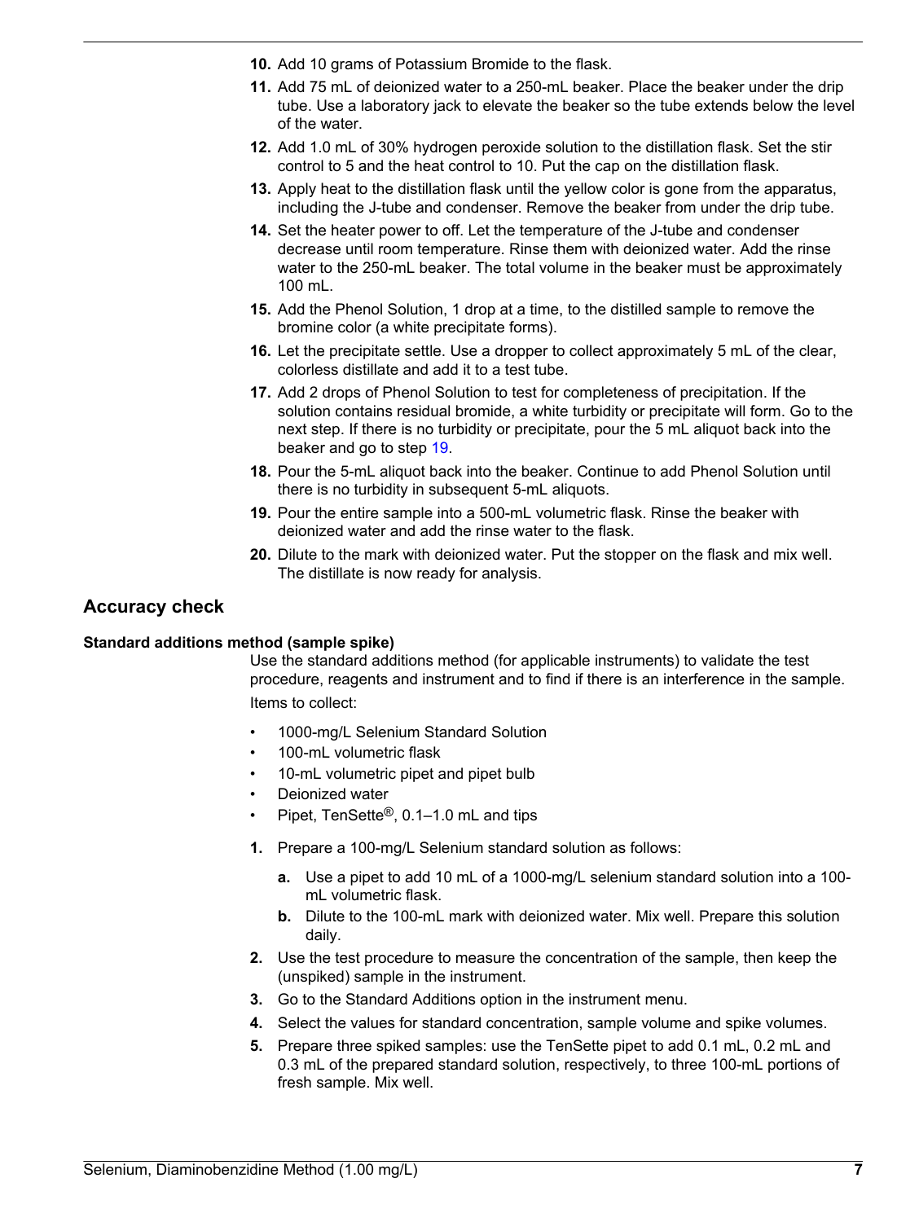10. Add 10 grams of Potassium Bromide to the flask.
11. Add 75 mL of deionized water to a 250-mL beaker. Place the beaker under the drip tube. Use a laboratory jack to elevate the beaker so the tube extends below the level of the water.
12. Add 1.0 mL of 30% hydrogen peroxide solution to the distillation flask. Set the stir control to 5 and the heat control to 10. Put the cap on the distillation flask.
13. Apply heat to the distillation flask until the yellow color is gone from the apparatus, including the J-tube and condenser. Remove the beaker from under the drip tube.
14. Set the heater power to off. Let the temperature of the J-tube and condenser decrease until room temperature. Rinse them with deionized water. Add the rinse water to the 250-mL beaker. The total volume in the beaker must be approximately 100 mL.
15. Add the Phenol Solution, 1 drop at a time, to the distilled sample to remove the bromine color (a white precipitate forms).
16. Let the precipitate settle. Use a dropper to collect approximately 5 mL of the clear, colorless distillate and add it to a test tube.
17. Add 2 drops of Phenol Solution to test for completeness of precipitation. If the solution contains residual bromide, a white turbidity or precipitate will form. Go to the next step. If there is no turbidity or precipitate, pour the 5 mL aliquot back into the beaker and go to step 19.
18. Pour the 5-mL aliquot back into the beaker. Continue to add Phenol Solution until there is no turbidity in subsequent 5-mL aliquots.
19. Pour the entire sample into a 500-mL volumetric flask. Rinse the beaker with deionized water and add the rinse water to the flask.
20. Dilute to the mark with deionized water. Put the stopper on the flask and mix well. The distillate is now ready for analysis.

## Accuracy check

### Standard additions method (sample spike)

Use the standard additions method (for applicable instruments) to validate the test procedure, reagents and instrument and to find if there is an interference in the sample.

Items to collect:

- 1000-mg/L Selenium Standard Solution
- 100-mL volumetric flask
- 10-mL volumetric pipet and pipet bulb
- Deionized water
- Pipet, TenSette®, 0.1–1.0 mL and tips

1. Prepare a 100-mg/L Selenium standard solution as follows:
   - **a.** Use a pipet to add 10 mL of a 1000-mg/L selenium standard solution into a 100-mL volumetric flask.
   - **b.** Dilute to the 100-mL mark with deionized water. Mix well. Prepare this solution daily.
2. Use the test procedure to measure the concentration of the sample, then keep the (unspiked) sample in the instrument.
3. Go to the Standard Additions option in the instrument menu.
4. Select the values for standard concentration, sample volume and spike volumes.
5. Prepare three spiked samples: use the TenSette pipet to add 0.1 mL, 0.2 mL and 0.3 mL of the prepared standard solution, respectively, to three 100-mL portions of fresh sample. Mix well.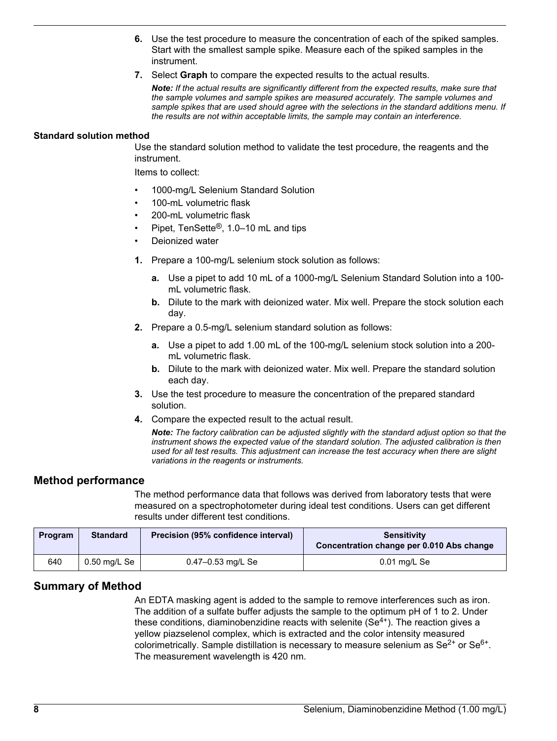6. Use the test procedure to measure the concentration of each of the spiked samples. Start with the smallest sample spike. Measure each of the spiked samples in the instrument.
7. Select **Graph** to compare the expected results to the actual results.

   ***Note:** If the actual results are significantly different from the expected results, make sure that the sample volumes and sample spikes are measured accurately. The sample volumes and sample spikes that are used should agree with the selections in the standard additions menu. If the results are not within acceptable limits, the sample may contain an interference.*

#### Standard solution method

Use the standard solution method to validate the test procedure, the reagents and the instrument.

Items to collect:

- 1000-mg/L Selenium Standard Solution
- 100-mL volumetric flask
- 200-mL volumetric flask
- Pipet, TenSette®, 1.0–10 mL and tips
- Deionized water

1. Prepare a 100-mg/L selenium stock solution as follows:
   a. Use a pipet to add 10 mL of a 1000-mg/L Selenium Standard Solution into a 100-mL volumetric flask.
   b. Dilute to the mark with deionized water. Mix well. Prepare the stock solution each day.
2. Prepare a 0.5-mg/L selenium standard solution as follows:
   a. Use a pipet to add 1.00 mL of the 100-mg/L selenium stock solution into a 200-mL volumetric flask.
   b. Dilute to the mark with deionized water. Mix well. Prepare the standard solution each day.
3. Use the test procedure to measure the concentration of the prepared standard solution.
4. Compare the expected result to the actual result.

   ***Note:** The factory calibration can be adjusted slightly with the standard adjust option so that the instrument shows the expected value of the standard solution. The adjusted calibration is then used for all test results. This adjustment can increase the test accuracy when there are slight variations in the reagents or instruments.*

## Method performance

The method performance data that follows was derived from laboratory tests that were measured on a spectrophotometer during ideal test conditions. Users can get different results under different test conditions.

| Program | Standard | Precision (95% confidence interval) | Sensitivity Concentration change per 0.010 Abs change |
|---|---|---|---|
| 640 | 0.50 mg/L Se | 0.47–0.53 mg/L Se | 0.01 mg/L Se |

## Summary of Method

An EDTA masking agent is added to the sample to remove interferences such as iron. The addition of a sulfate buffer adjusts the sample to the optimum pH of 1 to 2. Under these conditions, diaminobenzidine reacts with selenite ($Se^{4+}$). The reaction gives a yellow piazselenol complex, which is extracted and the color intensity measured colorimetrically. Sample distillation is necessary to measure selenium as $Se^{2+}$ or $Se^{6+}$. The measurement wavelength is 420 nm.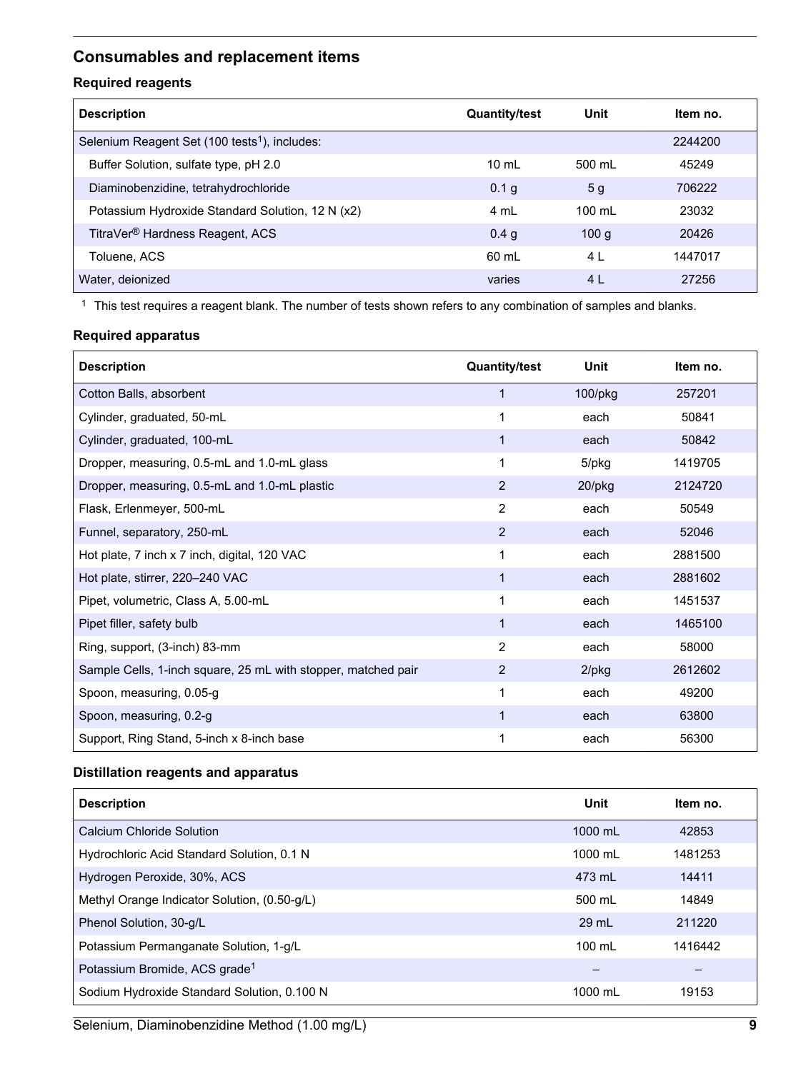## Consumables and replacement items

### Required reagents

| Description | Quantity/test | Unit | Item no. |
|---|---|---|---|
| Selenium Reagent Set (100 tests[1]), includes: | | | 2244200 |
| Buffer Solution, sulfate type, pH 2.0 | 10 mL | 500 mL | 45249 |
| Diaminobenzidine, tetrahydrochloride | 0.1 g | 5 g | 706222 |
| Potassium Hydroxide Standard Solution, 12 N (x2) | 4 mL | 100 mL | 23032 |
| TitraVer® Hardness Reagent, ACS | 0.4 g | 100 g | 20426 |
| Toluene, ACS | 60 mL | 4 L | 1447017 |
| Water, deionized | varies | 4 L | 27256 |

[1] This test requires a reagent blank. The number of tests shown refers to any combination of samples and blanks.

### Required apparatus

| Description | Quantity/test | Unit | Item no. |
|---|---|---|---|
| Cotton Balls, absorbent | 1 | 100/pkg | 257201 |
| Cylinder, graduated, 50-mL | 1 | each | 50841 |
| Cylinder, graduated, 100-mL | 1 | each | 50842 |
| Dropper, measuring, 0.5-mL and 1.0-mL glass | 1 | 5/pkg | 1419705 |
| Dropper, measuring, 0.5-mL and 1.0-mL plastic | 2 | 20/pkg | 2124720 |
| Flask, Erlenmeyer, 500-mL | 2 | each | 50549 |
| Funnel, separatory, 250-mL | 2 | each | 52046 |
| Hot plate, 7 inch x 7 inch, digital, 120 VAC | 1 | each | 2881500 |
| Hot plate, stirrer, 220–240 VAC | 1 | each | 2881602 |
| Pipet, volumetric, Class A, 5.00-mL | 1 | each | 1451537 |
| Pipet filler, safety bulb | 1 | each | 1465100 |
| Ring, support, (3-inch) 83-mm | 2 | each | 58000 |
| Sample Cells, 1-inch square, 25 mL with stopper, matched pair | 2 | 2/pkg | 2612602 |
| Spoon, measuring, 0.05-g | 1 | each | 49200 |
| Spoon, measuring, 0.2-g | 1 | each | 63800 |
| Support, Ring Stand, 5-inch x 8-inch base | 1 | each | 56300 |

### Distillation reagents and apparatus

| Description | Unit | Item no. |
|---|---|---|
| Calcium Chloride Solution | 1000 mL | 42853 |
| Hydrochloric Acid Standard Solution, 0.1 N | 1000 mL | 1481253 |
| Hydrogen Peroxide, 30%, ACS | 473 mL | 14411 |
| Methyl Orange Indicator Solution, (0.50-g/L) | 500 mL | 14849 |
| Phenol Solution, 30-g/L | 29 mL | 211220 |
| Potassium Permanganate Solution, 1-g/L | 100 mL | 1416442 |
| Potassium Bromide, ACS grade[1] | – | – |
| Sodium Hydroxide Standard Solution, 0.100 N | 1000 mL | 19153 |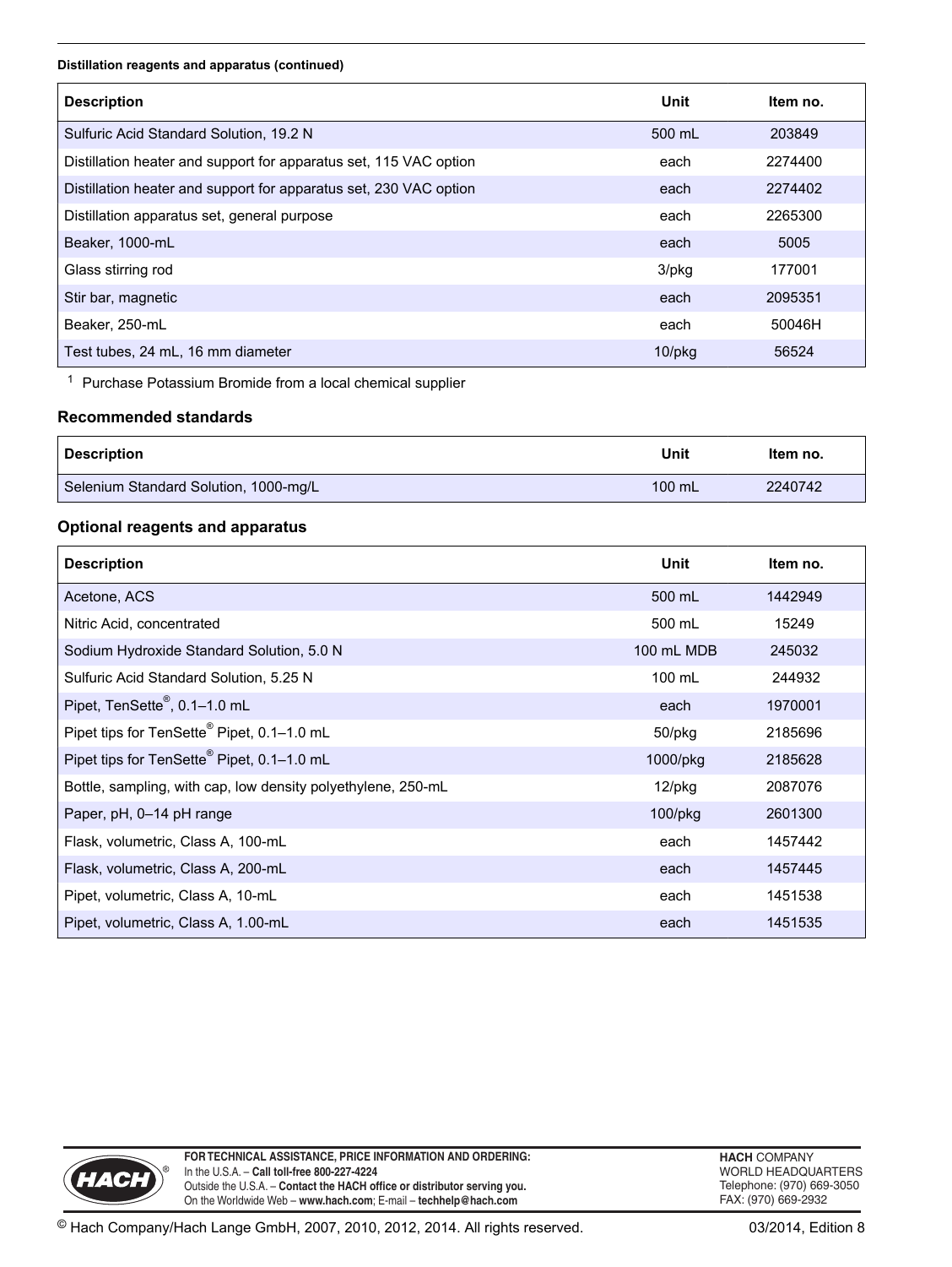**Distillation reagents and apparatus (continued)**

| Description | Unit | Item no. |
| --- | --- | --- |
| Sulfuric Acid Standard Solution, 19.2 N | 500 mL | 203849 |
| Distillation heater and support for apparatus set, 115 VAC option | each | 2274400 |
| Distillation heater and support for apparatus set, 230 VAC option | each | 2274402 |
| Distillation apparatus set, general purpose | each | 2265300 |
| Beaker, 1000-mL | each | 5005 |
| Glass stirring rod | 3/pkg | 177001 |
| Stir bar, magnetic | each | 2095351 |
| Beaker, 250-mL | each | 50046H |
| Test tubes, 24 mL, 16 mm diameter | 10/pkg | 56524 |

[1] Purchase Potassium Bromide from a local chemical supplier

### Recommended standards

| Description | Unit | Item no. |
| --- | --- | --- |
| Selenium Standard Solution, 1000-mg/L | 100 mL | 2240742 |

### Optional reagents and apparatus

| Description | Unit | Item no. |
| --- | --- | --- |
| Acetone, ACS | 500 mL | 1442949 |
| Nitric Acid, concentrated | 500 mL | 15249 |
| Sodium Hydroxide Standard Solution, 5.0 N | 100 mL MDB | 245032 |
| Sulfuric Acid Standard Solution, 5.25 N | 100 mL | 244932 |
| Pipet, TenSette®, 0.1–1.0 mL | each | 1970001 |
| Pipet tips for TenSette® Pipet, 0.1–1.0 mL | 50/pkg | 2185696 |
| Pipet tips for TenSette® Pipet, 0.1–1.0 mL | 1000/pkg | 2185628 |
| Bottle, sampling, with cap, low density polyethylene, 250-mL | 12/pkg | 2087076 |
| Paper, pH, 0–14 pH range | 100/pkg | 2601300 |
| Flask, volumetric, Class A, 100-mL | each | 1457442 |
| Flask, volumetric, Class A, 200-mL | each | 1457445 |
| Pipet, volumetric, Class A, 10-mL | each | 1451538 |
| Pipet, volumetric, Class A, 1.00-mL | each | 1451535 |

**FOR TECHNICAL ASSISTANCE, PRICE INFORMATION AND ORDERING:**
In the U.S.A. – **Call toll-free 800-227-4224**
Outside the U.S.A. – **Contact the HACH office or distributor serving you.**
On the Worldwide Web – **www.hach.com**; E-mail – **techhelp@hach.com**

**HACH** COMPANY
WORLD HEADQUARTERS
Telephone: (970) 669-3050
FAX: (970) 669-2932

© Hach Company/Hach Lange GmbH, 2007, 2010, 2012, 2014. All rights reserved. 03/2014, Edition 8